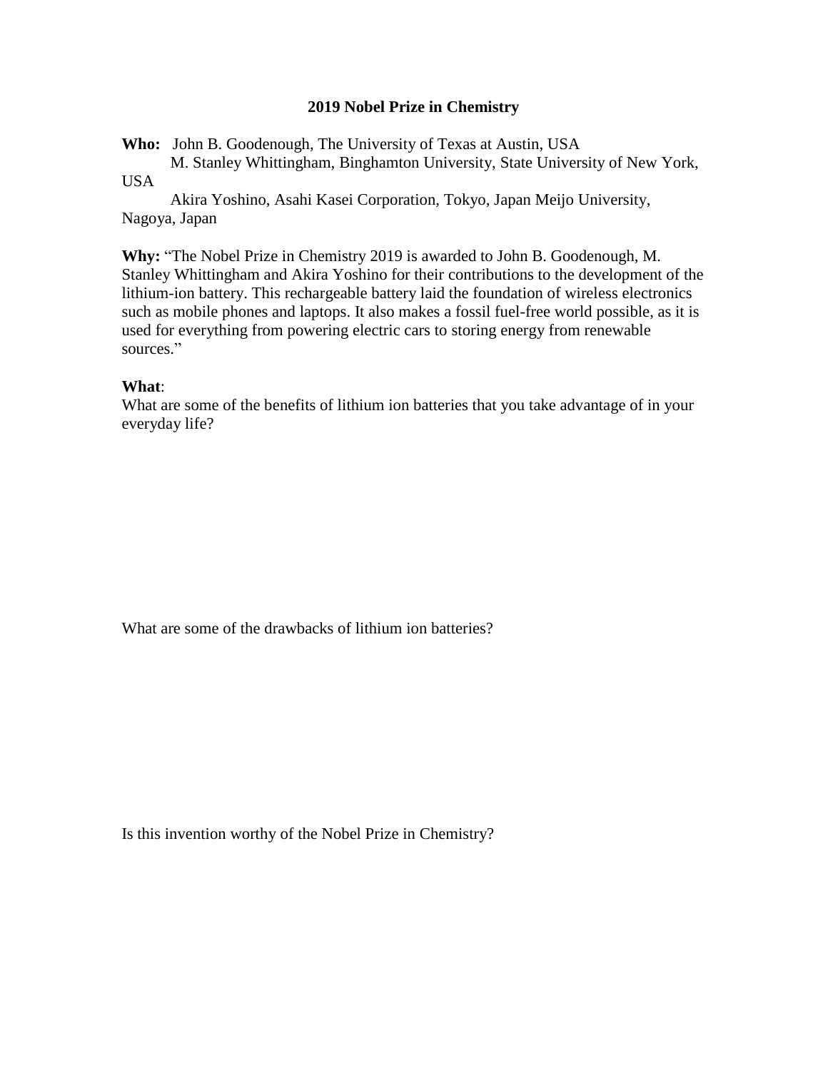# 2019 Nobel Prize in Chemistry

**Who:** John B. Goodenough, The University of Texas at Austin, USA
M. Stanley Whittingham, Binghamton University, State University of New York, USA
Akira Yoshino, Asahi Kasei Corporation, Tokyo, Japan Meijo University, Nagoya, Japan

**Why:** "The Nobel Prize in Chemistry 2019 is awarded to John B. Goodenough, M. Stanley Whittingham and Akira Yoshino for their contributions to the development of the lithium-ion battery. This rechargeable battery laid the foundation of wireless electronics such as mobile phones and laptops. It also makes a fossil fuel-free world possible, as it is used for everything from powering electric cars to storing energy from renewable sources."

**What**:

What are some of the benefits of lithium ion batteries that you take advantage of in your everyday life?

What are some of the drawbacks of lithium ion batteries?

Is this invention worthy of the Nobel Prize in Chemistry?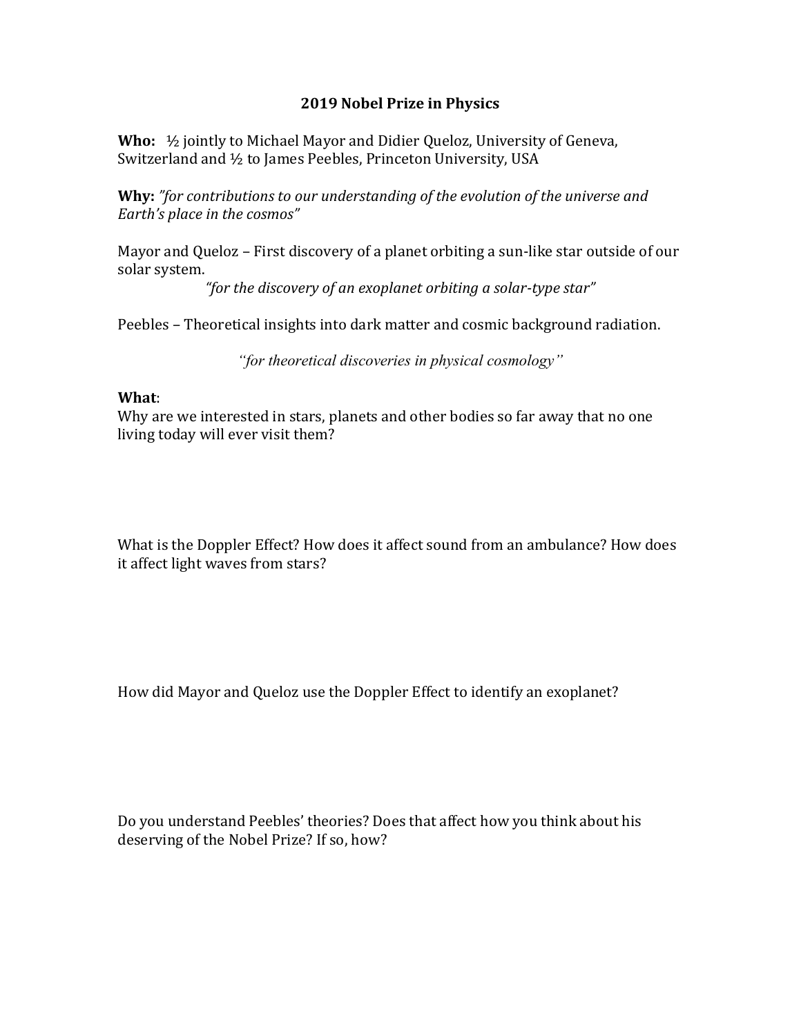# 2019 Nobel Prize in Physics

**Who:** ½ jointly to Michael Mayor and Didier Queloz, University of Geneva, Switzerland and ½ to James Peebles, Princeton University, USA

**Why:** *"for contributions to our understanding of the evolution of the universe and Earth's place in the cosmos"*

Mayor and Queloz – First discovery of a planet orbiting a sun-like star outside of our solar system.

*"for the discovery of an exoplanet orbiting a solar-type star"*

Peebles – Theoretical insights into dark matter and cosmic background radiation.

*"for theoretical discoveries in physical cosmology"*

**What**:

Why are we interested in stars, planets and other bodies so far away that no one living today will ever visit them?

What is the Doppler Effect? How does it affect sound from an ambulance? How does it affect light waves from stars?

How did Mayor and Queloz use the Doppler Effect to identify an exoplanet?

Do you understand Peebles' theories? Does that affect how you think about his deserving of the Nobel Prize? If so, how?